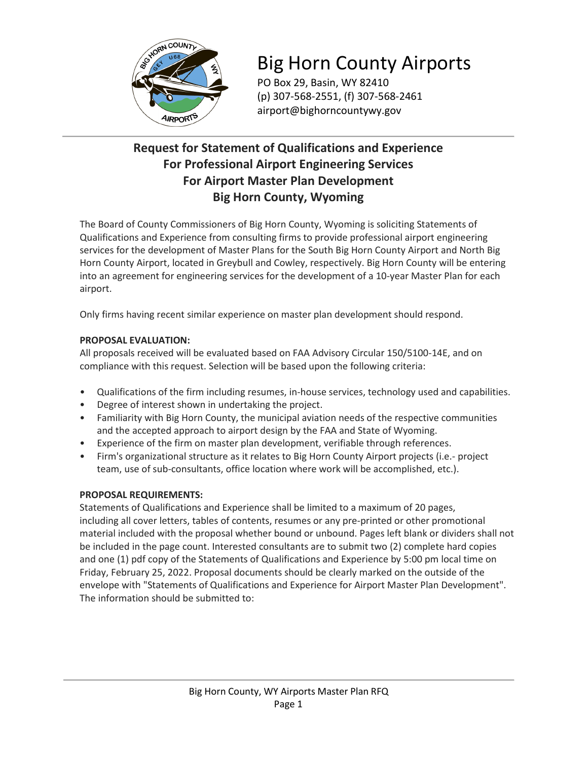# Big Horn County Airports

PO Box 29, Basin, WY 82410
(p) 307-568-2551, (f) 307-568-2461
airport@bighorncountywy.gov

## Request for Statement of Qualifications and Experience
## For Professional Airport Engineering Services
## For Airport Master Plan Development
## Big Horn County, Wyoming

The Board of County Commissioners of Big Horn County, Wyoming is soliciting Statements of Qualifications and Experience from consulting firms to provide professional airport engineering services for the development of Master Plans for the South Big Horn County Airport and North Big Horn County Airport, located in Greybull and Cowley, respectively. Big Horn County will be entering into an agreement for engineering services for the development of a 10-year Master Plan for each airport.

Only firms having recent similar experience on master plan development should respond.

**PROPOSAL EVALUATION:**
All proposals received will be evaluated based on FAA Advisory Circular 150/5100-14E, and on compliance with this request. Selection will be based upon the following criteria:

- Qualifications of the firm including resumes, in-house services, technology used and capabilities.
- Degree of interest shown in undertaking the project.
- Familiarity with Big Horn County, the municipal aviation needs of the respective communities and the accepted approach to airport design by the FAA and State of Wyoming.
- Experience of the firm on master plan development, verifiable through references.
- Firm's organizational structure as it relates to Big Horn County Airport projects (i.e.- project team, use of sub-consultants, office location where work will be accomplished, etc.).

**PROPOSAL REQUIREMENTS:**
Statements of Qualifications and Experience shall be limited to a maximum of 20 pages, including all cover letters, tables of contents, resumes or any pre-printed or other promotional material included with the proposal whether bound or unbound. Pages left blank or dividers shall not be included in the page count. Interested consultants are to submit two (2) complete hard copies and one (1) pdf copy of the Statements of Qualifications and Experience by 5:00 pm local time on Friday, February 25, 2022. Proposal documents should be clearly marked on the outside of the envelope with "Statements of Qualifications and Experience for Airport Master Plan Development". The information should be submitted to: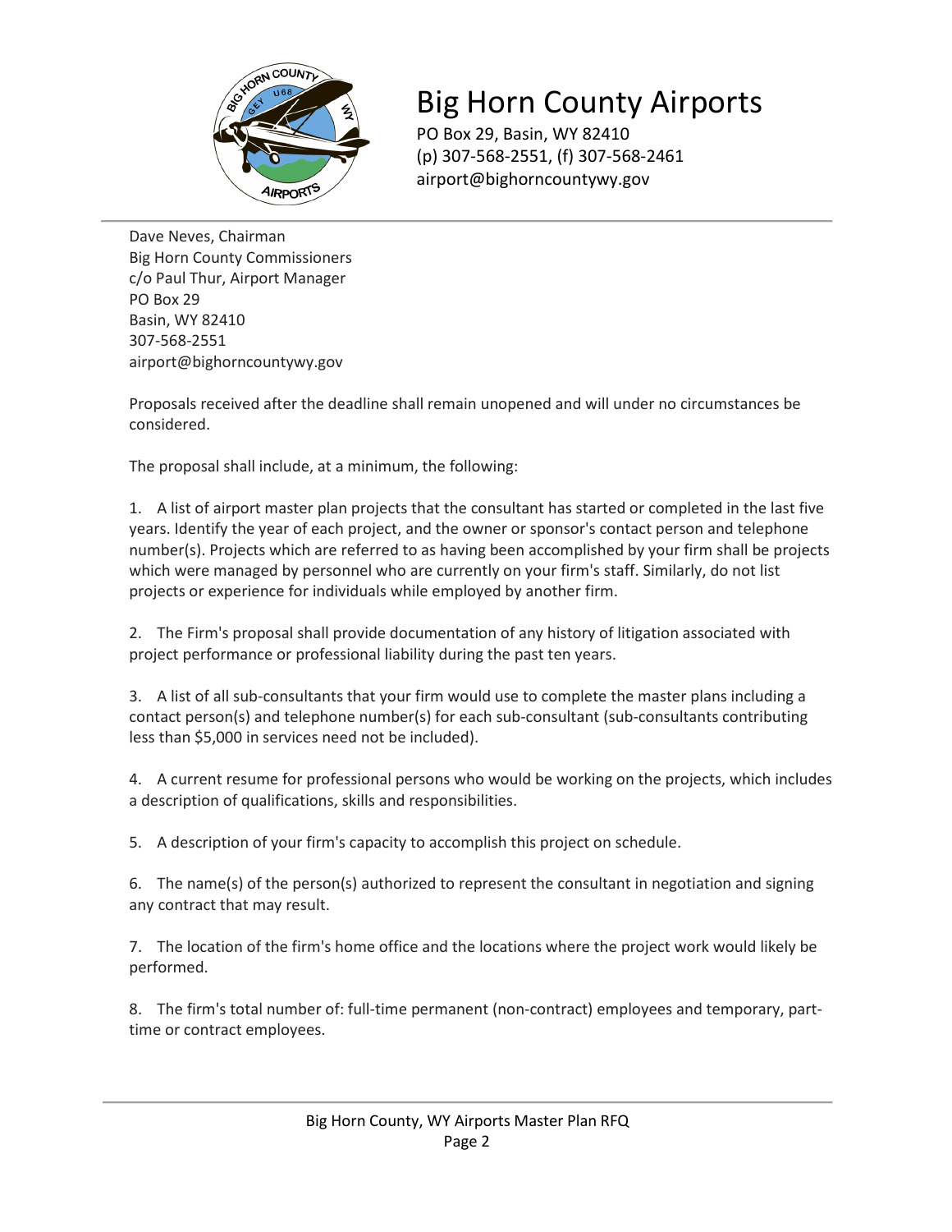# Big Horn County Airports

PO Box 29, Basin, WY 82410
(p) 307-568-2551, (f) 307-568-2461
airport@bighorncountywy.gov

Dave Neves, Chairman
Big Horn County Commissioners
c/o Paul Thur, Airport Manager
PO Box 29
Basin, WY 82410
307-568-2551
airport@bighorncountywy.gov

Proposals received after the deadline shall remain unopened and will under no circumstances be considered.

The proposal shall include, at a minimum, the following:

1. A list of airport master plan projects that the consultant has started or completed in the last five years. Identify the year of each project, and the owner or sponsor's contact person and telephone number(s). Projects which are referred to as having been accomplished by your firm shall be projects which were managed by personnel who are currently on your firm's staff. Similarly, do not list projects or experience for individuals while employed by another firm.

2. The Firm's proposal shall provide documentation of any history of litigation associated with project performance or professional liability during the past ten years.

3. A list of all sub-consultants that your firm would use to complete the master plans including a contact person(s) and telephone number(s) for each sub-consultant (sub-consultants contributing less than $5,000 in services need not be included).

4. A current resume for professional persons who would be working on the projects, which includes a description of qualifications, skills and responsibilities.

5. A description of your firm's capacity to accomplish this project on schedule.

6. The name(s) of the person(s) authorized to represent the consultant in negotiation and signing any contract that may result.

7. The location of the firm's home office and the locations where the project work would likely be performed.

8. The firm's total number of: full-time permanent (non-contract) employees and temporary, part-time or contract employees.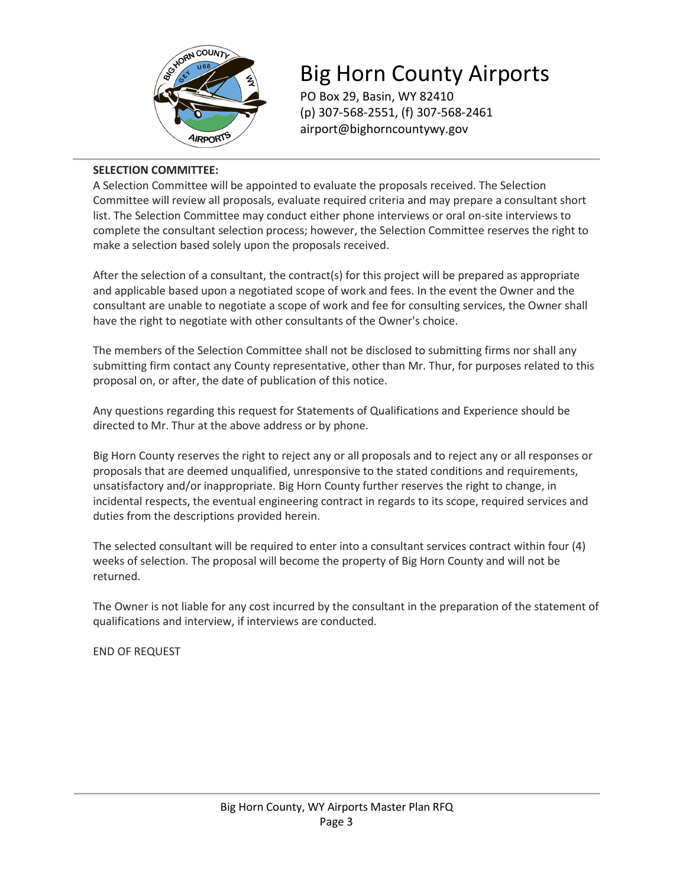**SELECTION COMMITTEE:**

A Selection Committee will be appointed to evaluate the proposals received. The Selection Committee will review all proposals, evaluate required criteria and may prepare a consultant short list. The Selection Committee may conduct either phone interviews or oral on-site interviews to complete the consultant selection process; however, the Selection Committee reserves the right to make a selection based solely upon the proposals received.

After the selection of a consultant, the contract(s) for this project will be prepared as appropriate and applicable based upon a negotiated scope of work and fees. In the event the Owner and the consultant are unable to negotiate a scope of work and fee for consulting services, the Owner shall have the right to negotiate with other consultants of the Owner's choice.

The members of the Selection Committee shall not be disclosed to submitting firms nor shall any submitting firm contact any County representative, other than Mr. Thur, for purposes related to this proposal on, or after, the date of publication of this notice.

Any questions regarding this request for Statements of Qualifications and Experience should be directed to Mr. Thur at the above address or by phone.

Big Horn County reserves the right to reject any or all proposals and to reject any or all responses or proposals that are deemed unqualified, unresponsive to the stated conditions and requirements, unsatisfactory and/or inappropriate. Big Horn County further reserves the right to change, in incidental respects, the eventual engineering contract in regards to its scope, required services and duties from the descriptions provided herein.

The selected consultant will be required to enter into a consultant services contract within four (4) weeks of selection. The proposal will become the property of Big Horn County and will not be returned.

The Owner is not liable for any cost incurred by the consultant in the preparation of the statement of qualifications and interview, if interviews are conducted.

END OF REQUEST